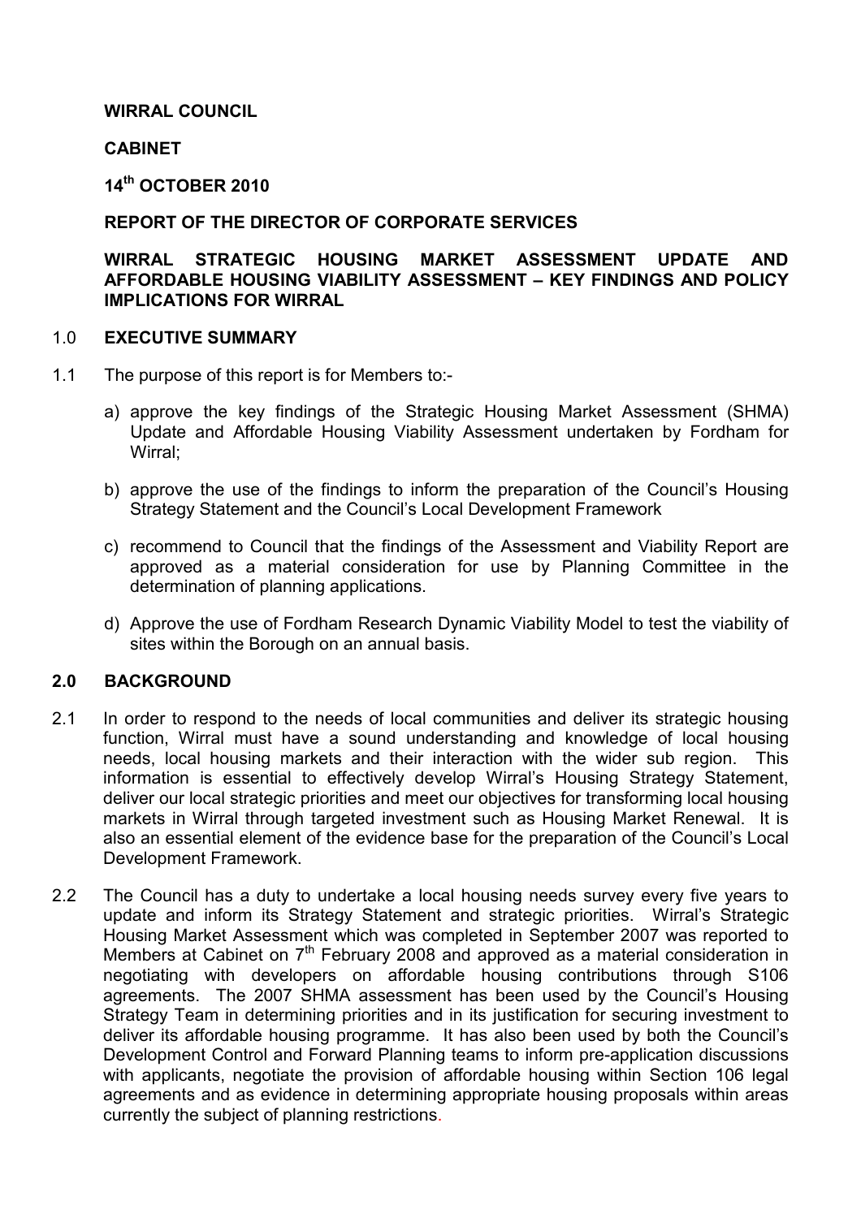**WIRRAL COUNCIL**

**CABINET**

**14th OCTOBER 2010**

**REPORT OF THE DIRECTOR OF CORPORATE SERVICES**

**WIRRAL STRATEGIC HOUSING MARKET ASSESSMENT UPDATE AND AFFORDABLE HOUSING VIABILITY ASSESSMENT – KEY FINDINGS AND POLICY IMPLICATIONS FOR WIRRAL**

## 1.0 EXECUTIVE SUMMARY

1.1 The purpose of this report is for Members to:-

a) approve the key findings of the Strategic Housing Market Assessment (SHMA) Update and Affordable Housing Viability Assessment undertaken by Fordham for Wirral;

b) approve the use of the findings to inform the preparation of the Council's Housing Strategy Statement and the Council's Local Development Framework

c) recommend to Council that the findings of the Assessment and Viability Report are approved as a material consideration for use by Planning Committee in the determination of planning applications.

d) Approve the use of Fordham Research Dynamic Viability Model to test the viability of sites within the Borough on an annual basis.

## 2.0 BACKGROUND

2.1 In order to respond to the needs of local communities and deliver its strategic housing function, Wirral must have a sound understanding and knowledge of local housing needs, local housing markets and their interaction with the wider sub region. This information is essential to effectively develop Wirral's Housing Strategy Statement, deliver our local strategic priorities and meet our objectives for transforming local housing markets in Wirral through targeted investment such as Housing Market Renewal. It is also an essential element of the evidence base for the preparation of the Council's Local Development Framework.

2.2 The Council has a duty to undertake a local housing needs survey every five years to update and inform its Strategy Statement and strategic priorities. Wirral's Strategic Housing Market Assessment which was completed in September 2007 was reported to Members at Cabinet on 7th February 2008 and approved as a material consideration in negotiating with developers on affordable housing contributions through S106 agreements. The 2007 SHMA assessment has been used by the Council's Housing Strategy Team in determining priorities and in its justification for securing investment to deliver its affordable housing programme. It has also been used by both the Council's Development Control and Forward Planning teams to inform pre-application discussions with applicants, negotiate the provision of affordable housing within Section 106 legal agreements and as evidence in determining appropriate housing proposals within areas currently the subject of planning restrictions.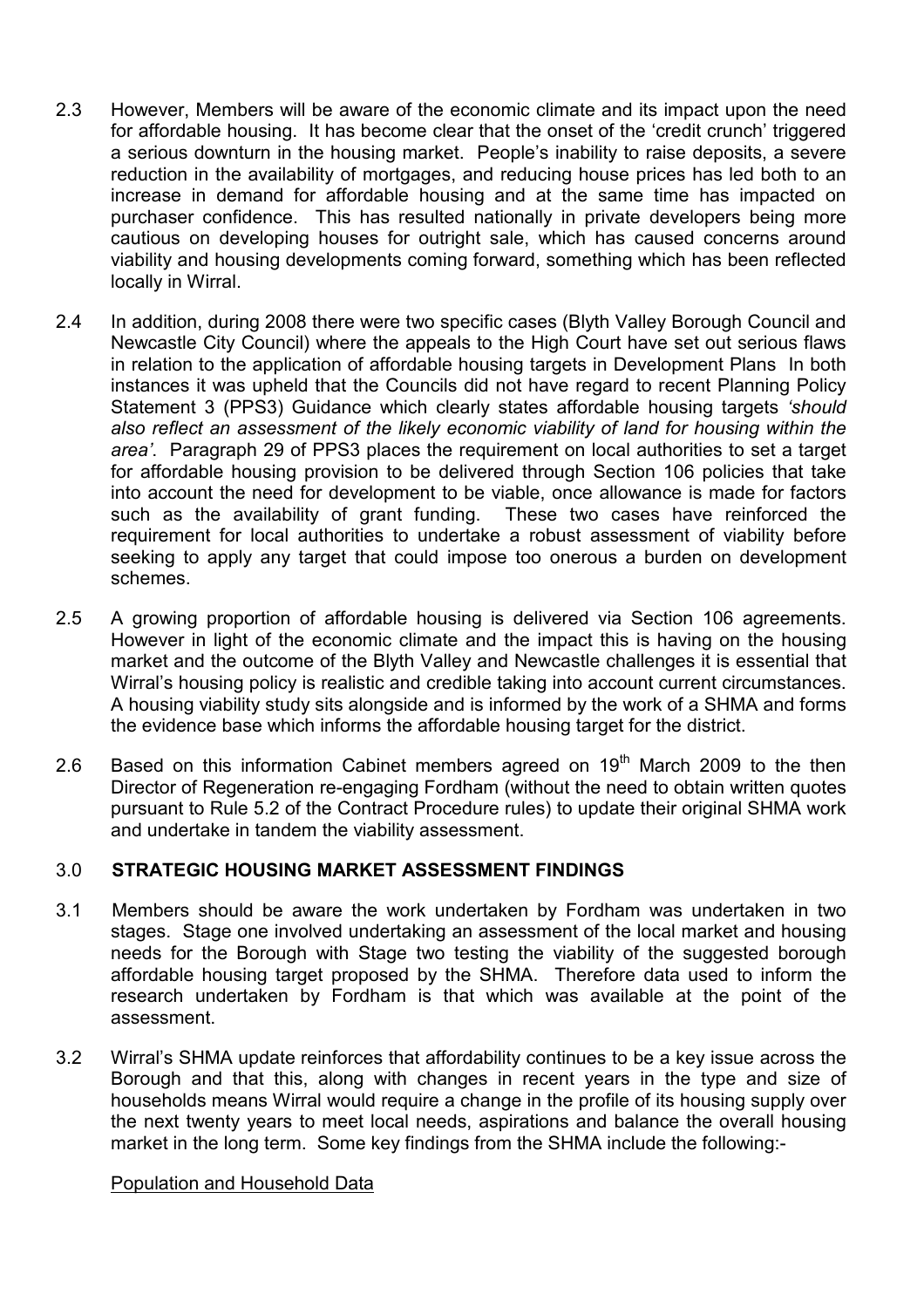2.3 However, Members will be aware of the economic climate and its impact upon the need for affordable housing. It has become clear that the onset of the 'credit crunch' triggered a serious downturn in the housing market. People's inability to raise deposits, a severe reduction in the availability of mortgages, and reducing house prices has led both to an increase in demand for affordable housing and at the same time has impacted on purchaser confidence. This has resulted nationally in private developers being more cautious on developing houses for outright sale, which has caused concerns around viability and housing developments coming forward, something which has been reflected locally in Wirral.

2.4 In addition, during 2008 there were two specific cases (Blyth Valley Borough Council and Newcastle City Council) where the appeals to the High Court have set out serious flaws in relation to the application of affordable housing targets in Development Plans In both instances it was upheld that the Councils did not have regard to recent Planning Policy Statement 3 (PPS3) Guidance which clearly states affordable housing targets *'should also reflect an assessment of the likely economic viability of land for housing within the area'*. Paragraph 29 of PPS3 places the requirement on local authorities to set a target for affordable housing provision to be delivered through Section 106 policies that take into account the need for development to be viable, once allowance is made for factors such as the availability of grant funding. These two cases have reinforced the requirement for local authorities to undertake a robust assessment of viability before seeking to apply any target that could impose too onerous a burden on development schemes.

2.5 A growing proportion of affordable housing is delivered via Section 106 agreements. However in light of the economic climate and the impact this is having on the housing market and the outcome of the Blyth Valley and Newcastle challenges it is essential that Wirral's housing policy is realistic and credible taking into account current circumstances. A housing viability study sits alongside and is informed by the work of a SHMA and forms the evidence base which informs the affordable housing target for the district.

2.6 Based on this information Cabinet members agreed on 19th March 2009 to the then Director of Regeneration re-engaging Fordham (without the need to obtain written quotes pursuant to Rule 5.2 of the Contract Procedure rules) to update their original SHMA work and undertake in tandem the viability assessment.

## 3.0 STRATEGIC HOUSING MARKET ASSESSMENT FINDINGS

3.1 Members should be aware the work undertaken by Fordham was undertaken in two stages. Stage one involved undertaking an assessment of the local market and housing needs for the Borough with Stage two testing the viability of the suggested borough affordable housing target proposed by the SHMA. Therefore data used to inform the research undertaken by Fordham is that which was available at the point of the assessment.

3.2 Wirral's SHMA update reinforces that affordability continues to be a key issue across the Borough and that this, along with changes in recent years in the type and size of households means Wirral would require a change in the profile of its housing supply over the next twenty years to meet local needs, aspirations and balance the overall housing market in the long term. Some key findings from the SHMA include the following:-

Population and Household Data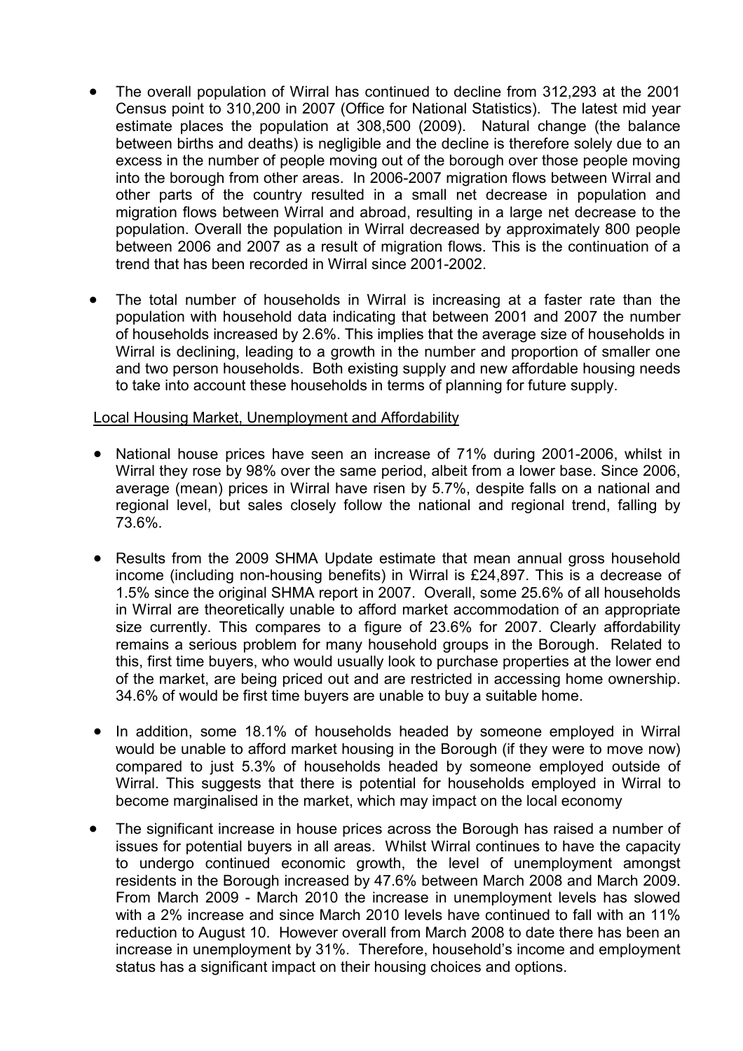- The overall population of Wirral has continued to decline from 312,293 at the 2001 Census point to 310,200 in 2007 (Office for National Statistics). The latest mid year estimate places the population at 308,500 (2009). Natural change (the balance between births and deaths) is negligible and the decline is therefore solely due to an excess in the number of people moving out of the borough over those people moving into the borough from other areas. In 2006-2007 migration flows between Wirral and other parts of the country resulted in a small net decrease in population and migration flows between Wirral and abroad, resulting in a large net decrease to the population. Overall the population in Wirral decreased by approximately 800 people between 2006 and 2007 as a result of migration flows. This is the continuation of a trend that has been recorded in Wirral since 2001-2002.

- The total number of households in Wirral is increasing at a faster rate than the population with household data indicating that between 2001 and 2007 the number of households increased by 2.6%. This implies that the average size of households in Wirral is declining, leading to a growth in the number and proportion of smaller one and two person households. Both existing supply and new affordable housing needs to take into account these households in terms of planning for future supply.

<u>Local Housing Market, Unemployment and Affordability</u>

- National house prices have seen an increase of 71% during 2001-2006, whilst in Wirral they rose by 98% over the same period, albeit from a lower base. Since 2006, average (mean) prices in Wirral have risen by 5.7%, despite falls on a national and regional level, but sales closely follow the national and regional trend, falling by 73.6%.

- Results from the 2009 SHMA Update estimate that mean annual gross household income (including non-housing benefits) in Wirral is £24,897. This is a decrease of 1.5% since the original SHMA report in 2007. Overall, some 25.6% of all households in Wirral are theoretically unable to afford market accommodation of an appropriate size currently. This compares to a figure of 23.6% for 2007. Clearly affordability remains a serious problem for many household groups in the Borough. Related to this, first time buyers, who would usually look to purchase properties at the lower end of the market, are being priced out and are restricted in accessing home ownership. 34.6% of would be first time buyers are unable to buy a suitable home.

- In addition, some 18.1% of households headed by someone employed in Wirral would be unable to afford market housing in the Borough (if they were to move now) compared to just 5.3% of households headed by someone employed outside of Wirral. This suggests that there is potential for households employed in Wirral to become marginalised in the market, which may impact on the local economy

- The significant increase in house prices across the Borough has raised a number of issues for potential buyers in all areas. Whilst Wirral continues to have the capacity to undergo continued economic growth, the level of unemployment amongst residents in the Borough increased by 47.6% between March 2008 and March 2009. From March 2009 - March 2010 the increase in unemployment levels has slowed with a 2% increase and since March 2010 levels have continued to fall with an 11% reduction to August 10. However overall from March 2008 to date there has been an increase in unemployment by 31%. Therefore, household's income and employment status has a significant impact on their housing choices and options.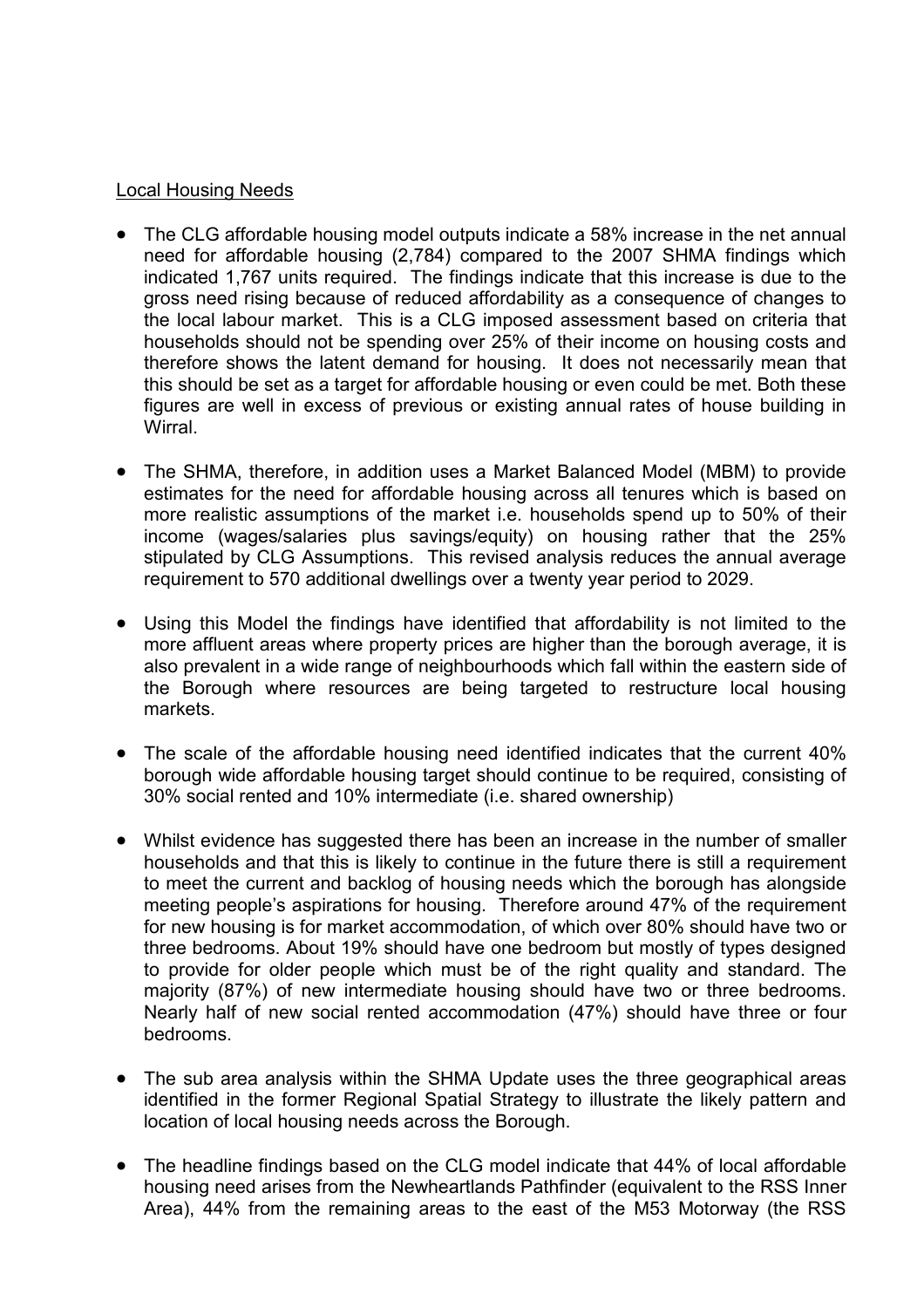<u>Local Housing Needs</u>

- The CLG affordable housing model outputs indicate a 58% increase in the net annual need for affordable housing (2,784) compared to the 2007 SHMA findings which indicated 1,767 units required. The findings indicate that this increase is due to the gross need rising because of reduced affordability as a consequence of changes to the local labour market. This is a CLG imposed assessment based on criteria that households should not be spending over 25% of their income on housing costs and therefore shows the latent demand for housing. It does not necessarily mean that this should be set as a target for affordable housing or even could be met. Both these figures are well in excess of previous or existing annual rates of house building in Wirral.

- The SHMA, therefore, in addition uses a Market Balanced Model (MBM) to provide estimates for the need for affordable housing across all tenures which is based on more realistic assumptions of the market i.e. households spend up to 50% of their income (wages/salaries plus savings/equity) on housing rather that the 25% stipulated by CLG Assumptions. This revised analysis reduces the annual average requirement to 570 additional dwellings over a twenty year period to 2029.

- Using this Model the findings have identified that affordability is not limited to the more affluent areas where property prices are higher than the borough average, it is also prevalent in a wide range of neighbourhoods which fall within the eastern side of the Borough where resources are being targeted to restructure local housing markets.

- The scale of the affordable housing need identified indicates that the current 40% borough wide affordable housing target should continue to be required, consisting of 30% social rented and 10% intermediate (i.e. shared ownership)

- Whilst evidence has suggested there has been an increase in the number of smaller households and that this is likely to continue in the future there is still a requirement to meet the current and backlog of housing needs which the borough has alongside meeting people's aspirations for housing. Therefore around 47% of the requirement for new housing is for market accommodation, of which over 80% should have two or three bedrooms. About 19% should have one bedroom but mostly of types designed to provide for older people which must be of the right quality and standard. The majority (87%) of new intermediate housing should have two or three bedrooms. Nearly half of new social rented accommodation (47%) should have three or four bedrooms.

- The sub area analysis within the SHMA Update uses the three geographical areas identified in the former Regional Spatial Strategy to illustrate the likely pattern and location of local housing needs across the Borough.

- The headline findings based on the CLG model indicate that 44% of local affordable housing need arises from the Newheartlands Pathfinder (equivalent to the RSS Inner Area), 44% from the remaining areas to the east of the M53 Motorway (the RSS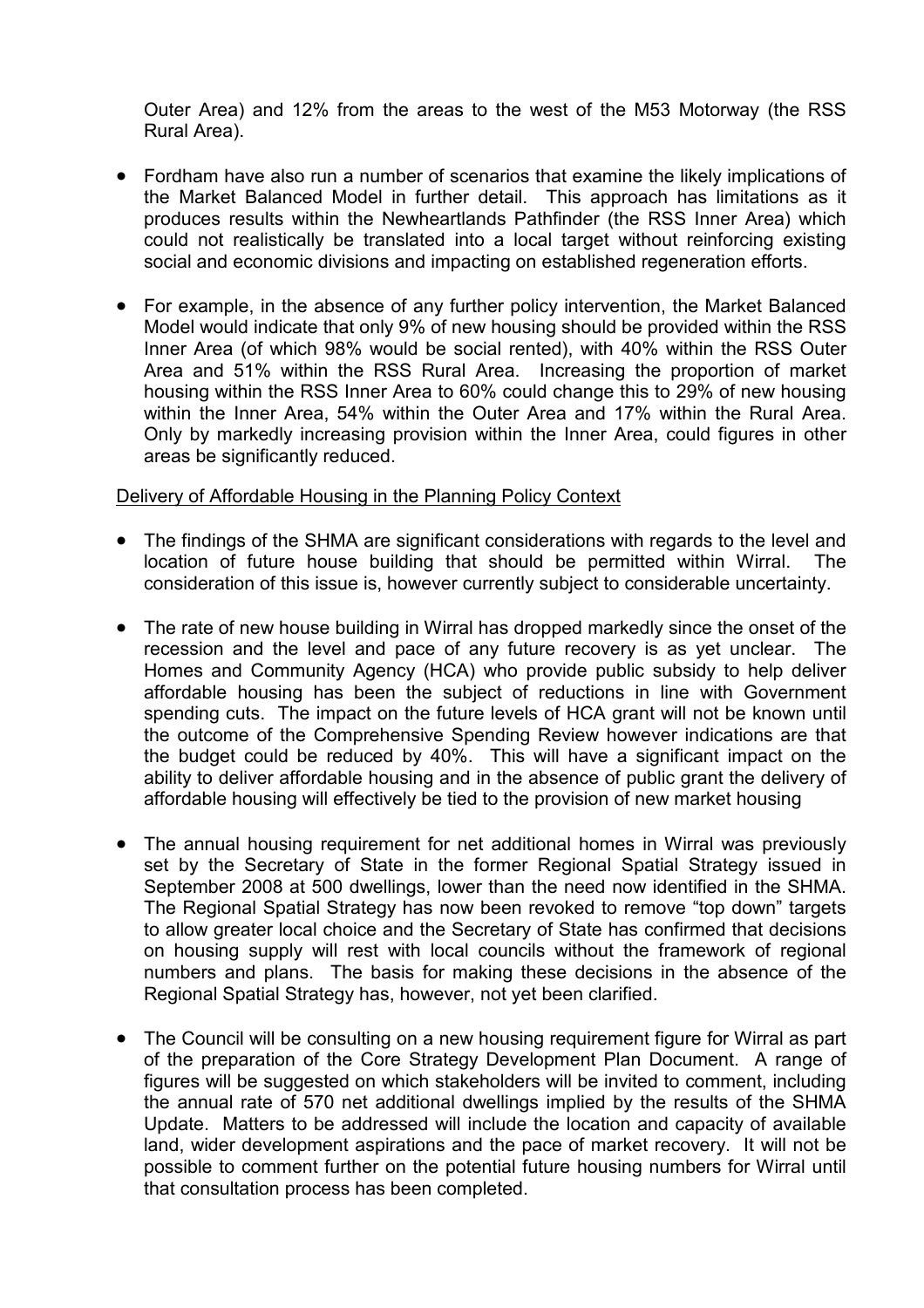Outer Area) and 12% from the areas to the west of the M53 Motorway (the RSS Rural Area).

- Fordham have also run a number of scenarios that examine the likely implications of the Market Balanced Model in further detail. This approach has limitations as it produces results within the Newheartlands Pathfinder (the RSS Inner Area) which could not realistically be translated into a local target without reinforcing existing social and economic divisions and impacting on established regeneration efforts.

- For example, in the absence of any further policy intervention, the Market Balanced Model would indicate that only 9% of new housing should be provided within the RSS Inner Area (of which 98% would be social rented), with 40% within the RSS Outer Area and 51% within the RSS Rural Area. Increasing the proportion of market housing within the RSS Inner Area to 60% could change this to 29% of new housing within the Inner Area, 54% within the Outer Area and 17% within the Rural Area. Only by markedly increasing provision within the Inner Area, could figures in other areas be significantly reduced.

Delivery of Affordable Housing in the Planning Policy Context

- The findings of the SHMA are significant considerations with regards to the level and location of future house building that should be permitted within Wirral. The consideration of this issue is, however currently subject to considerable uncertainty.

- The rate of new house building in Wirral has dropped markedly since the onset of the recession and the level and pace of any future recovery is as yet unclear. The Homes and Community Agency (HCA) who provide public subsidy to help deliver affordable housing has been the subject of reductions in line with Government spending cuts. The impact on the future levels of HCA grant will not be known until the outcome of the Comprehensive Spending Review however indications are that the budget could be reduced by 40%. This will have a significant impact on the ability to deliver affordable housing and in the absence of public grant the delivery of affordable housing will effectively be tied to the provision of new market housing

- The annual housing requirement for net additional homes in Wirral was previously set by the Secretary of State in the former Regional Spatial Strategy issued in September 2008 at 500 dwellings, lower than the need now identified in the SHMA. The Regional Spatial Strategy has now been revoked to remove "top down" targets to allow greater local choice and the Secretary of State has confirmed that decisions on housing supply will rest with local councils without the framework of regional numbers and plans. The basis for making these decisions in the absence of the Regional Spatial Strategy has, however, not yet been clarified.

- The Council will be consulting on a new housing requirement figure for Wirral as part of the preparation of the Core Strategy Development Plan Document. A range of figures will be suggested on which stakeholders will be invited to comment, including the annual rate of 570 net additional dwellings implied by the results of the SHMA Update. Matters to be addressed will include the location and capacity of available land, wider development aspirations and the pace of market recovery. It will not be possible to comment further on the potential future housing numbers for Wirral until that consultation process has been completed.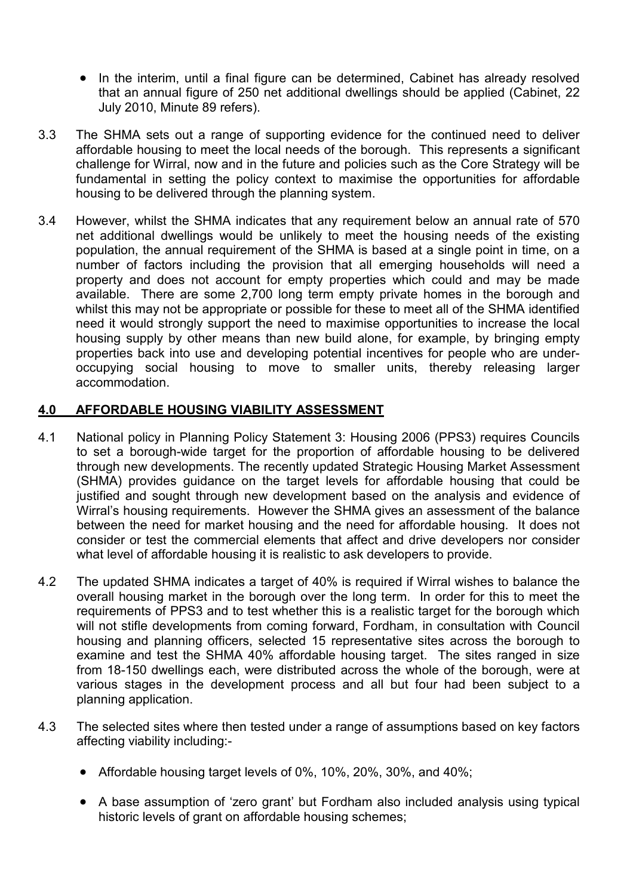- In the interim, until a final figure can be determined, Cabinet has already resolved that an annual figure of 250 net additional dwellings should be applied (Cabinet, 22 July 2010, Minute 89 refers).

3.3 The SHMA sets out a range of supporting evidence for the continued need to deliver affordable housing to meet the local needs of the borough. This represents a significant challenge for Wirral, now and in the future and policies such as the Core Strategy will be fundamental in setting the policy context to maximise the opportunities for affordable housing to be delivered through the planning system.

3.4 However, whilst the SHMA indicates that any requirement below an annual rate of 570 net additional dwellings would be unlikely to meet the housing needs of the existing population, the annual requirement of the SHMA is based at a single point in time, on a number of factors including the provision that all emerging households will need a property and does not account for empty properties which could and may be made available. There are some 2,700 long term empty private homes in the borough and whilst this may not be appropriate or possible for these to meet all of the SHMA identified need it would strongly support the need to maximise opportunities to increase the local housing supply by other means than new build alone, for example, by bringing empty properties back into use and developing potential incentives for people who are under-occupying social housing to move to smaller units, thereby releasing larger accommodation.

## 4.0 AFFORDABLE HOUSING VIABILITY ASSESSMENT

4.1 National policy in Planning Policy Statement 3: Housing 2006 (PPS3) requires Councils to set a borough-wide target for the proportion of affordable housing to be delivered through new developments. The recently updated Strategic Housing Market Assessment (SHMA) provides guidance on the target levels for affordable housing that could be justified and sought through new development based on the analysis and evidence of Wirral's housing requirements. However the SHMA gives an assessment of the balance between the need for market housing and the need for affordable housing. It does not consider or test the commercial elements that affect and drive developers nor consider what level of affordable housing it is realistic to ask developers to provide.

4.2 The updated SHMA indicates a target of 40% is required if Wirral wishes to balance the overall housing market in the borough over the long term. In order for this to meet the requirements of PPS3 and to test whether this is a realistic target for the borough which will not stifle developments from coming forward, Fordham, in consultation with Council housing and planning officers, selected 15 representative sites across the borough to examine and test the SHMA 40% affordable housing target. The sites ranged in size from 18-150 dwellings each, were distributed across the whole of the borough, were at various stages in the development process and all but four had been subject to a planning application.

4.3 The selected sites where then tested under a range of assumptions based on key factors affecting viability including:-

- Affordable housing target levels of 0%, 10%, 20%, 30%, and 40%;
- A base assumption of 'zero grant' but Fordham also included analysis using typical historic levels of grant on affordable housing schemes;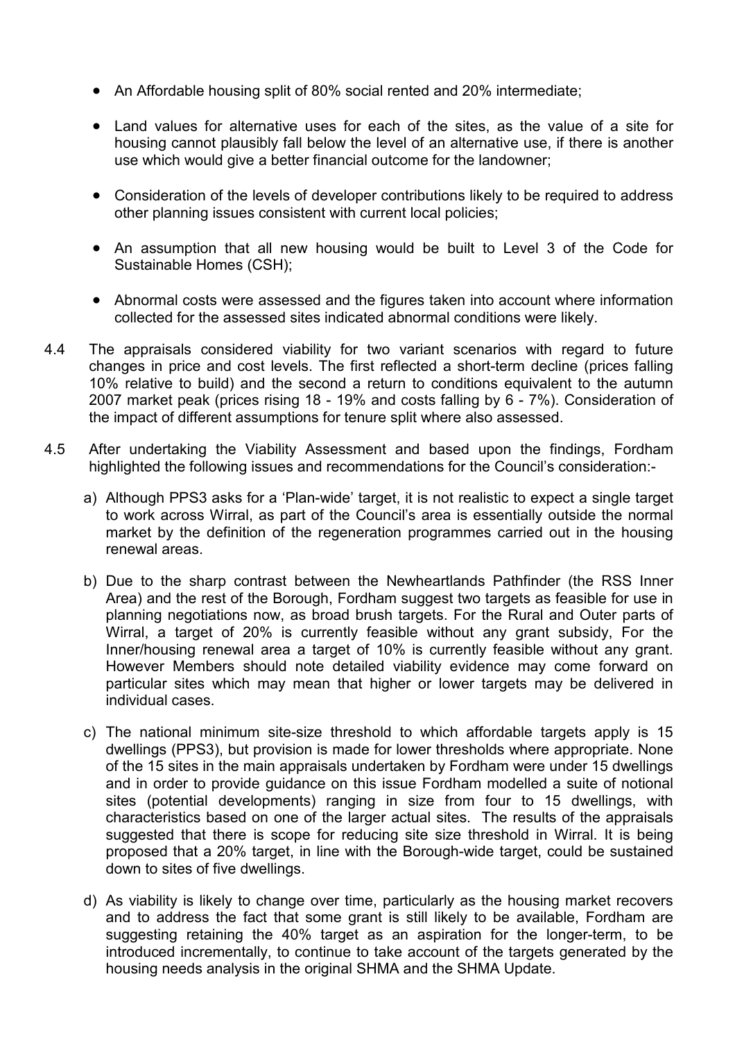- An Affordable housing split of 80% social rented and 20% intermediate;

- Land values for alternative uses for each of the sites, as the value of a site for housing cannot plausibly fall below the level of an alternative use, if there is another use which would give a better financial outcome for the landowner;

- Consideration of the levels of developer contributions likely to be required to address other planning issues consistent with current local policies;

- An assumption that all new housing would be built to Level 3 of the Code for Sustainable Homes (CSH);

- Abnormal costs were assessed and the figures taken into account where information collected for the assessed sites indicated abnormal conditions were likely.

4.4 The appraisals considered viability for two variant scenarios with regard to future changes in price and cost levels. The first reflected a short-term decline (prices falling 10% relative to build) and the second a return to conditions equivalent to the autumn 2007 market peak (prices rising 18 - 19% and costs falling by 6 - 7%). Consideration of the impact of different assumptions for tenure split where also assessed.

4.5 After undertaking the Viability Assessment and based upon the findings, Fordham highlighted the following issues and recommendations for the Council's consideration:-

a) Although PPS3 asks for a 'Plan-wide' target, it is not realistic to expect a single target to work across Wirral, as part of the Council's area is essentially outside the normal market by the definition of the regeneration programmes carried out in the housing renewal areas.

b) Due to the sharp contrast between the Newheartlands Pathfinder (the RSS Inner Area) and the rest of the Borough, Fordham suggest two targets as feasible for use in planning negotiations now, as broad brush targets. For the Rural and Outer parts of Wirral, a target of 20% is currently feasible without any grant subsidy, For the Inner/housing renewal area a target of 10% is currently feasible without any grant. However Members should note detailed viability evidence may come forward on particular sites which may mean that higher or lower targets may be delivered in individual cases.

c) The national minimum site-size threshold to which affordable targets apply is 15 dwellings (PPS3), but provision is made for lower thresholds where appropriate. None of the 15 sites in the main appraisals undertaken by Fordham were under 15 dwellings and in order to provide guidance on this issue Fordham modelled a suite of notional sites (potential developments) ranging in size from four to 15 dwellings, with characteristics based on one of the larger actual sites. The results of the appraisals suggested that there is scope for reducing site size threshold in Wirral. It is being proposed that a 20% target, in line with the Borough-wide target, could be sustained down to sites of five dwellings.

d) As viability is likely to change over time, particularly as the housing market recovers and to address the fact that some grant is still likely to be available, Fordham are suggesting retaining the 40% target as an aspiration for the longer-term, to be introduced incrementally, to continue to take account of the targets generated by the housing needs analysis in the original SHMA and the SHMA Update.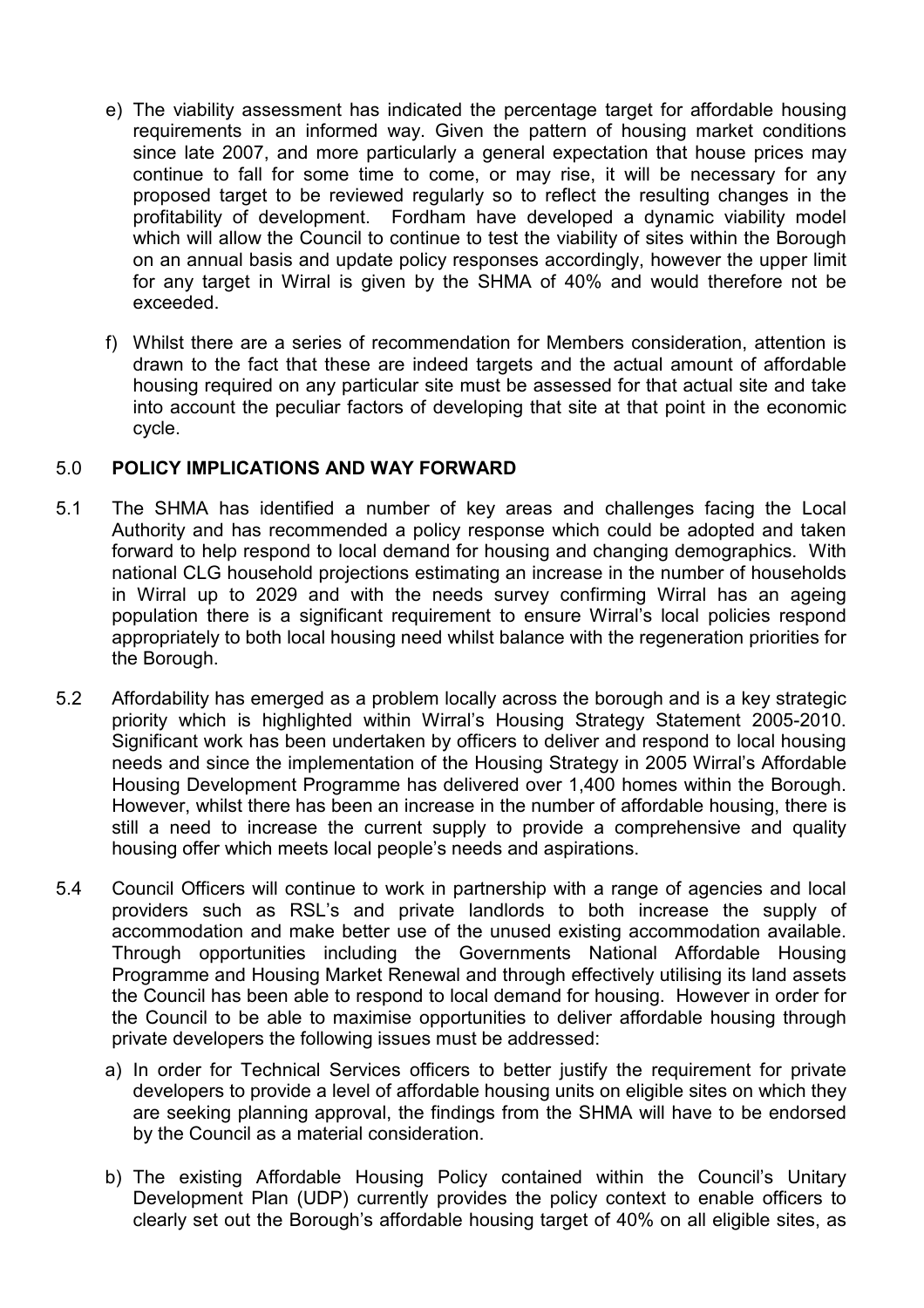e) The viability assessment has indicated the percentage target for affordable housing requirements in an informed way. Given the pattern of housing market conditions since late 2007, and more particularly a general expectation that house prices may continue to fall for some time to come, or may rise, it will be necessary for any proposed target to be reviewed regularly so to reflect the resulting changes in the profitability of development. Fordham have developed a dynamic viability model which will allow the Council to continue to test the viability of sites within the Borough on an annual basis and update policy responses accordingly, however the upper limit for any target in Wirral is given by the SHMA of 40% and would therefore not be exceeded.

f) Whilst there are a series of recommendation for Members consideration, attention is drawn to the fact that these are indeed targets and the actual amount of affordable housing required on any particular site must be assessed for that actual site and take into account the peculiar factors of developing that site at that point in the economic cycle.

## 5.0 POLICY IMPLICATIONS AND WAY FORWARD

5.1 The SHMA has identified a number of key areas and challenges facing the Local Authority and has recommended a policy response which could be adopted and taken forward to help respond to local demand for housing and changing demographics. With national CLG household projections estimating an increase in the number of households in Wirral up to 2029 and with the needs survey confirming Wirral has an ageing population there is a significant requirement to ensure Wirral's local policies respond appropriately to both local housing need whilst balance with the regeneration priorities for the Borough.

5.2 Affordability has emerged as a problem locally across the borough and is a key strategic priority which is highlighted within Wirral's Housing Strategy Statement 2005-2010. Significant work has been undertaken by officers to deliver and respond to local housing needs and since the implementation of the Housing Strategy in 2005 Wirral's Affordable Housing Development Programme has delivered over 1,400 homes within the Borough. However, whilst there has been an increase in the number of affordable housing, there is still a need to increase the current supply to provide a comprehensive and quality housing offer which meets local people's needs and aspirations.

5.4 Council Officers will continue to work in partnership with a range of agencies and local providers such as RSL's and private landlords to both increase the supply of accommodation and make better use of the unused existing accommodation available. Through opportunities including the Governments National Affordable Housing Programme and Housing Market Renewal and through effectively utilising its land assets the Council has been able to respond to local demand for housing. However in order for the Council to be able to maximise opportunities to deliver affordable housing through private developers the following issues must be addressed:

a) In order for Technical Services officers to better justify the requirement for private developers to provide a level of affordable housing units on eligible sites on which they are seeking planning approval, the findings from the SHMA will have to be endorsed by the Council as a material consideration.

b) The existing Affordable Housing Policy contained within the Council's Unitary Development Plan (UDP) currently provides the policy context to enable officers to clearly set out the Borough's affordable housing target of 40% on all eligible sites, as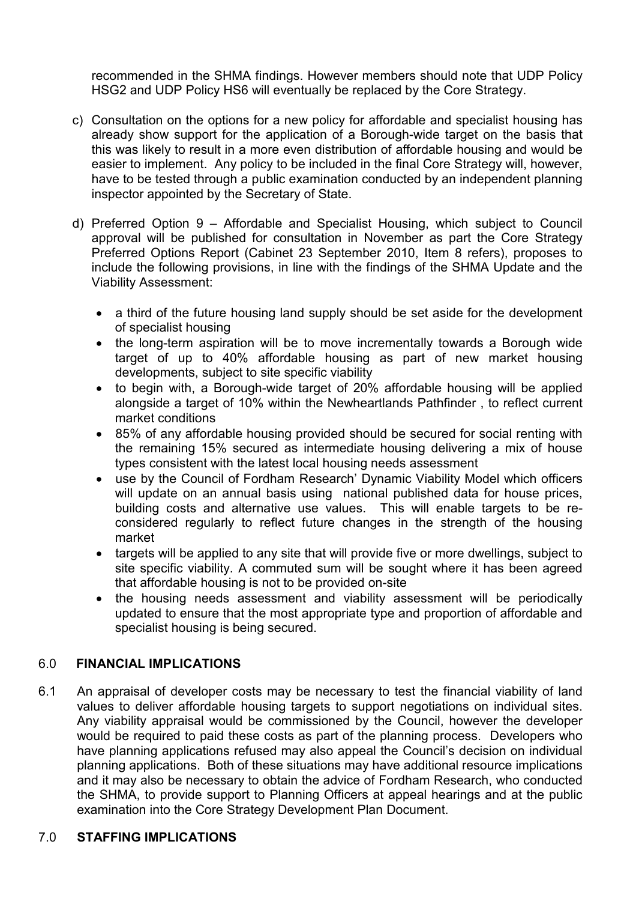recommended in the SHMA findings. However members should note that UDP Policy HSG2 and UDP Policy HS6 will eventually be replaced by the Core Strategy.

c) Consultation on the options for a new policy for affordable and specialist housing has already show support for the application of a Borough-wide target on the basis that this was likely to result in a more even distribution of affordable housing and would be easier to implement. Any policy to be included in the final Core Strategy will, however, have to be tested through a public examination conducted by an independent planning inspector appointed by the Secretary of State.

d) Preferred Option 9 – Affordable and Specialist Housing, which subject to Council approval will be published for consultation in November as part the Core Strategy Preferred Options Report (Cabinet 23 September 2010, Item 8 refers), proposes to include the following provisions, in line with the findings of the SHMA Update and the Viability Assessment:

   - a third of the future housing land supply should be set aside for the development of specialist housing
   - the long-term aspiration will be to move incrementally towards a Borough wide target of up to 40% affordable housing as part of new market housing developments, subject to site specific viability
   - to begin with, a Borough-wide target of 20% affordable housing will be applied alongside a target of 10% within the Newheartlands Pathfinder , to reflect current market conditions
   - 85% of any affordable housing provided should be secured for social renting with the remaining 15% secured as intermediate housing delivering a mix of house types consistent with the latest local housing needs assessment
   - use by the Council of Fordham Research' Dynamic Viability Model which officers will update on an annual basis using national published data for house prices, building costs and alternative use values. This will enable targets to be re-considered regularly to reflect future changes in the strength of the housing market
   - targets will be applied to any site that will provide five or more dwellings, subject to site specific viability. A commuted sum will be sought where it has been agreed that affordable housing is not to be provided on-site
   - the housing needs assessment and viability assessment will be periodically updated to ensure that the most appropriate type and proportion of affordable and specialist housing is being secured.

## 6.0 FINANCIAL IMPLICATIONS

6.1 An appraisal of developer costs may be necessary to test the financial viability of land values to deliver affordable housing targets to support negotiations on individual sites. Any viability appraisal would be commissioned by the Council, however the developer would be required to paid these costs as part of the planning process. Developers who have planning applications refused may also appeal the Council's decision on individual planning applications. Both of these situations may have additional resource implications and it may also be necessary to obtain the advice of Fordham Research, who conducted the SHMA, to provide support to Planning Officers at appeal hearings and at the public examination into the Core Strategy Development Plan Document.

## 7.0 STAFFING IMPLICATIONS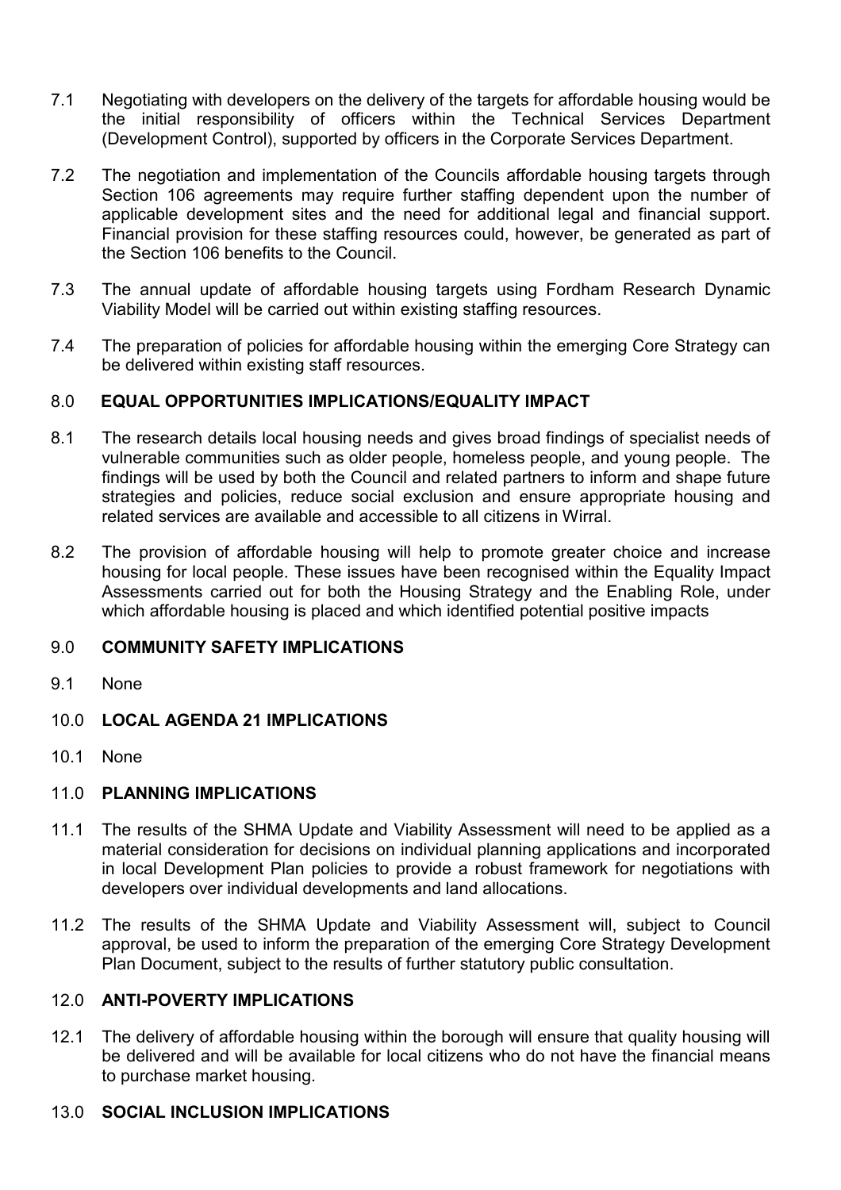7.1 Negotiating with developers on the delivery of the targets for affordable housing would be the initial responsibility of officers within the Technical Services Department (Development Control), supported by officers in the Corporate Services Department.

7.2 The negotiation and implementation of the Councils affordable housing targets through Section 106 agreements may require further staffing dependent upon the number of applicable development sites and the need for additional legal and financial support. Financial provision for these staffing resources could, however, be generated as part of the Section 106 benefits to the Council.

7.3 The annual update of affordable housing targets using Fordham Research Dynamic Viability Model will be carried out within existing staffing resources.

7.4 The preparation of policies for affordable housing within the emerging Core Strategy can be delivered within existing staff resources.

## 8.0 EQUAL OPPORTUNITIES IMPLICATIONS/EQUALITY IMPACT

8.1 The research details local housing needs and gives broad findings of specialist needs of vulnerable communities such as older people, homeless people, and young people. The findings will be used by both the Council and related partners to inform and shape future strategies and policies, reduce social exclusion and ensure appropriate housing and related services are available and accessible to all citizens in Wirral.

8.2 The provision of affordable housing will help to promote greater choice and increase housing for local people. These issues have been recognised within the Equality Impact Assessments carried out for both the Housing Strategy and the Enabling Role, under which affordable housing is placed and which identified potential positive impacts

## 9.0 COMMUNITY SAFETY IMPLICATIONS

9.1 None

## 10.0 LOCAL AGENDA 21 IMPLICATIONS

10.1 None

## 11.0 PLANNING IMPLICATIONS

11.1 The results of the SHMA Update and Viability Assessment will need to be applied as a material consideration for decisions on individual planning applications and incorporated in local Development Plan policies to provide a robust framework for negotiations with developers over individual developments and land allocations.

11.2 The results of the SHMA Update and Viability Assessment will, subject to Council approval, be used to inform the preparation of the emerging Core Strategy Development Plan Document, subject to the results of further statutory public consultation.

## 12.0 ANTI-POVERTY IMPLICATIONS

12.1 The delivery of affordable housing within the borough will ensure that quality housing will be delivered and will be available for local citizens who do not have the financial means to purchase market housing.

## 13.0 SOCIAL INCLUSION IMPLICATIONS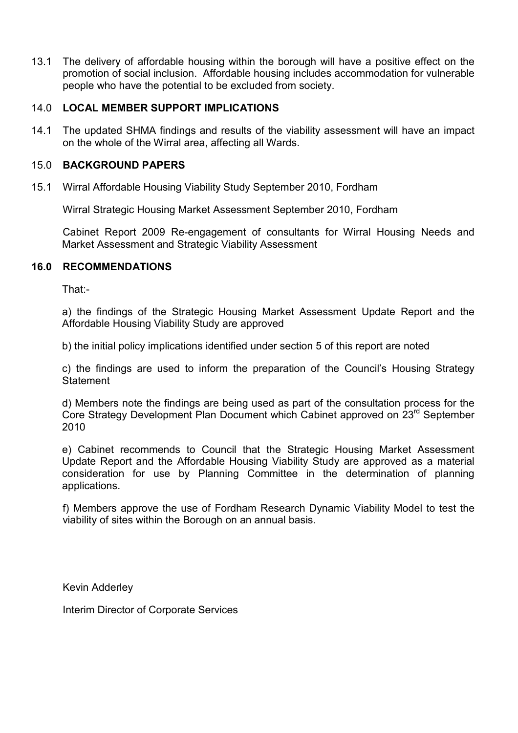13.1 The delivery of affordable housing within the borough will have a positive effect on the promotion of social inclusion. Affordable housing includes accommodation for vulnerable people who have the potential to be excluded from society.

## 14.0 LOCAL MEMBER SUPPORT IMPLICATIONS

14.1 The updated SHMA findings and results of the viability assessment will have an impact on the whole of the Wirral area, affecting all Wards.

## 15.0 BACKGROUND PAPERS

15.1 Wirral Affordable Housing Viability Study September 2010, Fordham

Wirral Strategic Housing Market Assessment September 2010, Fordham

Cabinet Report 2009 Re-engagement of consultants for Wirral Housing Needs and Market Assessment and Strategic Viability Assessment

## 16.0 RECOMMENDATIONS

That:-

a) the findings of the Strategic Housing Market Assessment Update Report and the Affordable Housing Viability Study are approved

b) the initial policy implications identified under section 5 of this report are noted

c) the findings are used to inform the preparation of the Council's Housing Strategy Statement

d) Members note the findings are being used as part of the consultation process for the Core Strategy Development Plan Document which Cabinet approved on 23rd September 2010

e) Cabinet recommends to Council that the Strategic Housing Market Assessment Update Report and the Affordable Housing Viability Study are approved as a material consideration for use by Planning Committee in the determination of planning applications.

f) Members approve the use of Fordham Research Dynamic Viability Model to test the viability of sites within the Borough on an annual basis.

Kevin Adderley

Interim Director of Corporate Services